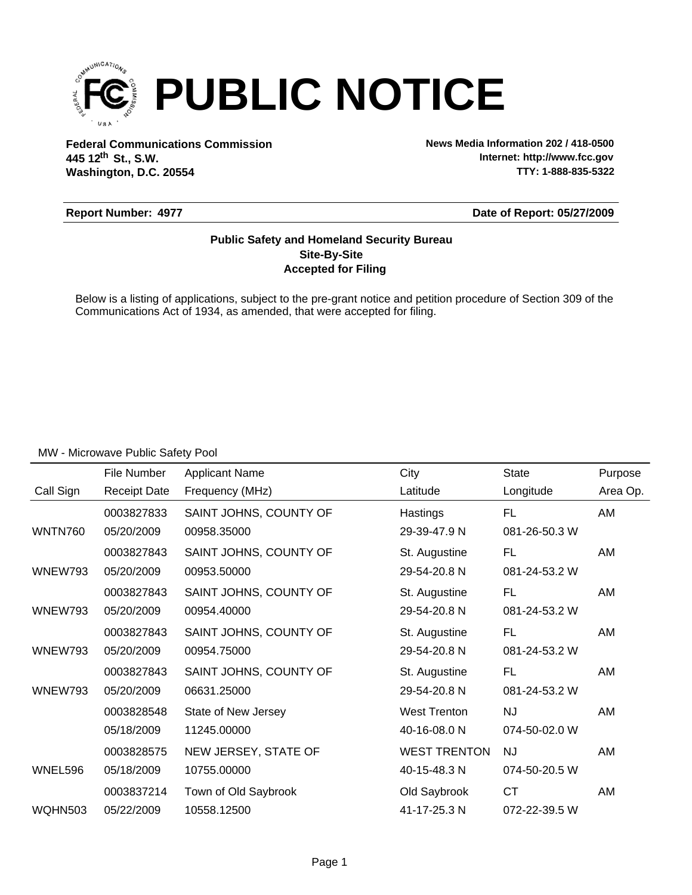# PUBLIC NOTICE

**Federal Communications Commission**
**445 12th St., S.W.**
**Washington, D.C. 20554**

**News Media Information 202 / 418-0500**
**Internet: http://www.fcc.gov**
**TTY: 1-888-835-5322**

**Report Number: 4977** **Date of Report: 05/27/2009**

**Public Safety and Homeland Security Bureau**
**Site-By-Site**
**Accepted for Filing**

Below is a listing of applications, subject to the pre-grant notice and petition procedure of Section 309 of the Communications Act of 1934, as amended, that were accepted for filing.

MW - Microwave Public Safety Pool

| Call Sign | File Number / Receipt Date | Applicant Name / Frequency (MHz) | City / Latitude | State / Longitude | Purpose / Area Op. |
|---|---|---|---|---|---|
| WNTN760 | 0003827833 / 05/20/2009 | SAINT JOHNS, COUNTY OF / 00958.35000 | Hastings / 29-39-47.9 N | FL / 081-26-50.3 W | AM |
| WNEW793 | 0003827843 / 05/20/2009 | SAINT JOHNS, COUNTY OF / 00953.50000 | St. Augustine / 29-54-20.8 N | FL / 081-24-53.2 W | AM |
| WNEW793 | 0003827843 / 05/20/2009 | SAINT JOHNS, COUNTY OF / 00954.40000 | St. Augustine / 29-54-20.8 N | FL / 081-24-53.2 W | AM |
| WNEW793 | 0003827843 / 05/20/2009 | SAINT JOHNS, COUNTY OF / 00954.75000 | St. Augustine / 29-54-20.8 N | FL / 081-24-53.2 W | AM |
| WNEW793 | 0003827843 / 05/20/2009 | SAINT JOHNS, COUNTY OF / 06631.25000 | St. Augustine / 29-54-20.8 N | FL / 081-24-53.2 W | AM |
| | 0003828548 / 05/18/2009 | State of New Jersey / 11245.00000 | West Trenton / 40-16-08.0 N | NJ / 074-50-02.0 W | AM |
| WNEL596 | 0003828575 / 05/18/2009 | NEW JERSEY, STATE OF / 10755.00000 | WEST TRENTON / 40-15-48.3 N | NJ / 074-50-20.5 W | AM |
| WQHN503 | 0003837214 / 05/22/2009 | Town of Old Saybrook / 10558.12500 | Old Saybrook / 41-17-25.3 N | CT / 072-22-39.5 W | AM |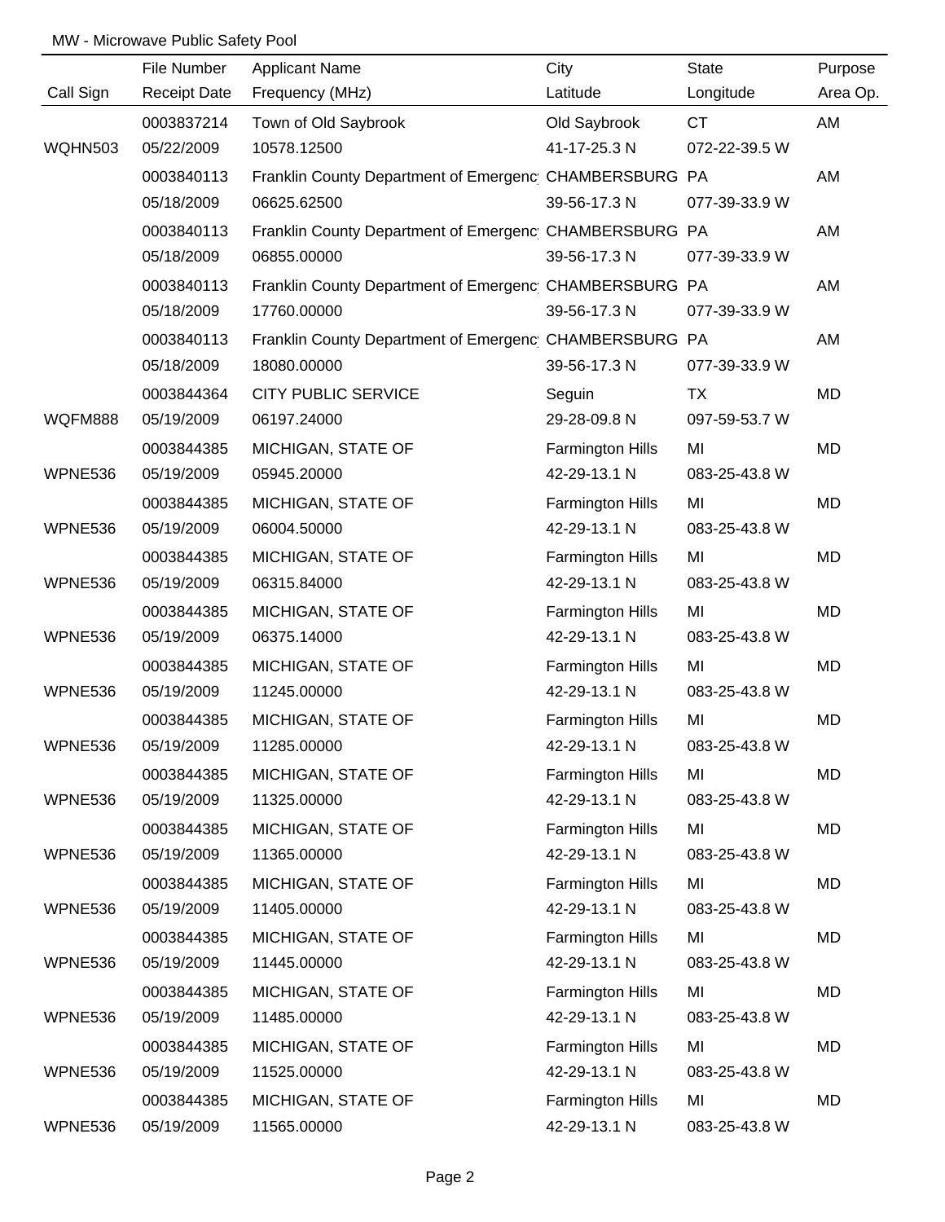MW - Microwave Public Safety Pool

| Call Sign | File Number<br>Receipt Date | Applicant Name<br>Frequency (MHz) | City<br>Latitude | State<br>Longitude | Purpose<br>Area Op. |
|---|---|---|---|---|---|
| WQHN503 | 0003837214<br>05/22/2009 | Town of Old Saybrook<br>10578.12500 | Old Saybrook<br>41-17-25.3 N | CT<br>072-22-39.5 W | AM |
| | 0003840113<br>05/18/2009 | Franklin County Department of Emergenc<br>06625.62500 | CHAMBERSBURG<br>39-56-17.3 N | PA<br>077-39-33.9 W | AM |
| | 0003840113<br>05/18/2009 | Franklin County Department of Emergenc<br>06855.00000 | CHAMBERSBURG<br>39-56-17.3 N | PA<br>077-39-33.9 W | AM |
| | 0003840113<br>05/18/2009 | Franklin County Department of Emergenc<br>17760.00000 | CHAMBERSBURG<br>39-56-17.3 N | PA<br>077-39-33.9 W | AM |
| | 0003840113<br>05/18/2009 | Franklin County Department of Emergenc<br>18080.00000 | CHAMBERSBURG<br>39-56-17.3 N | PA<br>077-39-33.9 W | AM |
| WQFM888 | 0003844364<br>05/19/2009 | CITY PUBLIC SERVICE<br>06197.24000 | Seguin<br>29-28-09.8 N | TX<br>097-59-53.7 W | MD |
| WPNE536 | 0003844385<br>05/19/2009 | MICHIGAN, STATE OF<br>05945.20000 | Farmington Hills<br>42-29-13.1 N | MI<br>083-25-43.8 W | MD |
| WPNE536 | 0003844385<br>05/19/2009 | MICHIGAN, STATE OF<br>06004.50000 | Farmington Hills<br>42-29-13.1 N | MI<br>083-25-43.8 W | MD |
| WPNE536 | 0003844385<br>05/19/2009 | MICHIGAN, STATE OF<br>06315.84000 | Farmington Hills<br>42-29-13.1 N | MI<br>083-25-43.8 W | MD |
| WPNE536 | 0003844385<br>05/19/2009 | MICHIGAN, STATE OF<br>06375.14000 | Farmington Hills<br>42-29-13.1 N | MI<br>083-25-43.8 W | MD |
| WPNE536 | 0003844385<br>05/19/2009 | MICHIGAN, STATE OF<br>11245.00000 | Farmington Hills<br>42-29-13.1 N | MI<br>083-25-43.8 W | MD |
| WPNE536 | 0003844385<br>05/19/2009 | MICHIGAN, STATE OF<br>11285.00000 | Farmington Hills<br>42-29-13.1 N | MI<br>083-25-43.8 W | MD |
| WPNE536 | 0003844385<br>05/19/2009 | MICHIGAN, STATE OF<br>11325.00000 | Farmington Hills<br>42-29-13.1 N | MI<br>083-25-43.8 W | MD |
| WPNE536 | 0003844385<br>05/19/2009 | MICHIGAN, STATE OF<br>11365.00000 | Farmington Hills<br>42-29-13.1 N | MI<br>083-25-43.8 W | MD |
| WPNE536 | 0003844385<br>05/19/2009 | MICHIGAN, STATE OF<br>11405.00000 | Farmington Hills<br>42-29-13.1 N | MI<br>083-25-43.8 W | MD |
| WPNE536 | 0003844385<br>05/19/2009 | MICHIGAN, STATE OF<br>11445.00000 | Farmington Hills<br>42-29-13.1 N | MI<br>083-25-43.8 W | MD |
| WPNE536 | 0003844385<br>05/19/2009 | MICHIGAN, STATE OF<br>11485.00000 | Farmington Hills<br>42-29-13.1 N | MI<br>083-25-43.8 W | MD |
| WPNE536 | 0003844385<br>05/19/2009 | MICHIGAN, STATE OF<br>11525.00000 | Farmington Hills<br>42-29-13.1 N | MI<br>083-25-43.8 W | MD |
| WPNE536 | 0003844385<br>05/19/2009 | MICHIGAN, STATE OF<br>11565.00000 | Farmington Hills<br>42-29-13.1 N | MI<br>083-25-43.8 W | MD |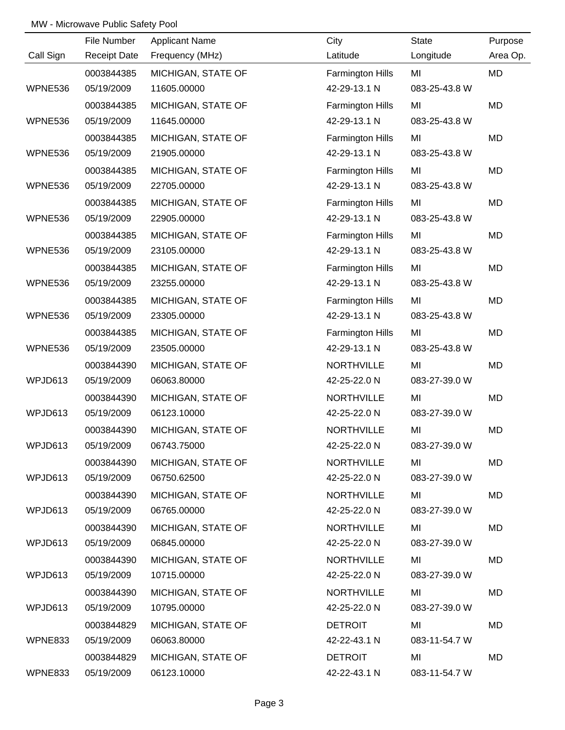MW - Microwave Public Safety Pool

| Call Sign | File Number / Receipt Date | Applicant Name / Frequency (MHz) | City / Latitude | State / Longitude | Purpose / Area Op. |
|---|---|---|---|---|---|
| WPNE536 | 0003844385<br>05/19/2009 | MICHIGAN, STATE OF<br>11605.00000 | Farmington Hills<br>42-29-13.1 N | MI<br>083-25-43.8 W | MD |
| WPNE536 | 0003844385<br>05/19/2009 | MICHIGAN, STATE OF<br>11645.00000 | Farmington Hills<br>42-29-13.1 N | MI<br>083-25-43.8 W | MD |
| WPNE536 | 0003844385<br>05/19/2009 | MICHIGAN, STATE OF<br>21905.00000 | Farmington Hills<br>42-29-13.1 N | MI<br>083-25-43.8 W | MD |
| WPNE536 | 0003844385<br>05/19/2009 | MICHIGAN, STATE OF<br>22705.00000 | Farmington Hills<br>42-29-13.1 N | MI<br>083-25-43.8 W | MD |
| WPNE536 | 0003844385<br>05/19/2009 | MICHIGAN, STATE OF<br>22905.00000 | Farmington Hills<br>42-29-13.1 N | MI<br>083-25-43.8 W | MD |
| WPNE536 | 0003844385<br>05/19/2009 | MICHIGAN, STATE OF<br>23105.00000 | Farmington Hills<br>42-29-13.1 N | MI<br>083-25-43.8 W | MD |
| WPNE536 | 0003844385<br>05/19/2009 | MICHIGAN, STATE OF<br>23255.00000 | Farmington Hills<br>42-29-13.1 N | MI<br>083-25-43.8 W | MD |
| WPNE536 | 0003844385<br>05/19/2009 | MICHIGAN, STATE OF<br>23305.00000 | Farmington Hills<br>42-29-13.1 N | MI<br>083-25-43.8 W | MD |
| WPNE536 | 0003844385<br>05/19/2009 | MICHIGAN, STATE OF<br>23505.00000 | Farmington Hills<br>42-29-13.1 N | MI<br>083-25-43.8 W | MD |
| WPJD613 | 0003844390<br>05/19/2009 | MICHIGAN, STATE OF<br>06063.80000 | NORTHVILLE<br>42-25-22.0 N | MI<br>083-27-39.0 W | MD |
| WPJD613 | 0003844390<br>05/19/2009 | MICHIGAN, STATE OF<br>06123.10000 | NORTHVILLE<br>42-25-22.0 N | MI<br>083-27-39.0 W | MD |
| WPJD613 | 0003844390<br>05/19/2009 | MICHIGAN, STATE OF<br>06743.75000 | NORTHVILLE<br>42-25-22.0 N | MI<br>083-27-39.0 W | MD |
| WPJD613 | 0003844390<br>05/19/2009 | MICHIGAN, STATE OF<br>06750.62500 | NORTHVILLE<br>42-25-22.0 N | MI<br>083-27-39.0 W | MD |
| WPJD613 | 0003844390<br>05/19/2009 | MICHIGAN, STATE OF<br>06765.00000 | NORTHVILLE<br>42-25-22.0 N | MI<br>083-27-39.0 W | MD |
| WPJD613 | 0003844390<br>05/19/2009 | MICHIGAN, STATE OF<br>06845.00000 | NORTHVILLE<br>42-25-22.0 N | MI<br>083-27-39.0 W | MD |
| WPJD613 | 0003844390<br>05/19/2009 | MICHIGAN, STATE OF<br>10715.00000 | NORTHVILLE<br>42-25-22.0 N | MI<br>083-27-39.0 W | MD |
| WPJD613 | 0003844390<br>05/19/2009 | MICHIGAN, STATE OF<br>10795.00000 | NORTHVILLE<br>42-25-22.0 N | MI<br>083-27-39.0 W | MD |
| WPNE833 | 0003844829<br>05/19/2009 | MICHIGAN, STATE OF<br>06063.80000 | DETROIT<br>42-22-43.1 N | MI<br>083-11-54.7 W | MD |
| WPNE833 | 0003844829<br>05/19/2009 | MICHIGAN, STATE OF<br>06123.10000 | DETROIT<br>42-22-43.1 N | MI<br>083-11-54.7 W | MD |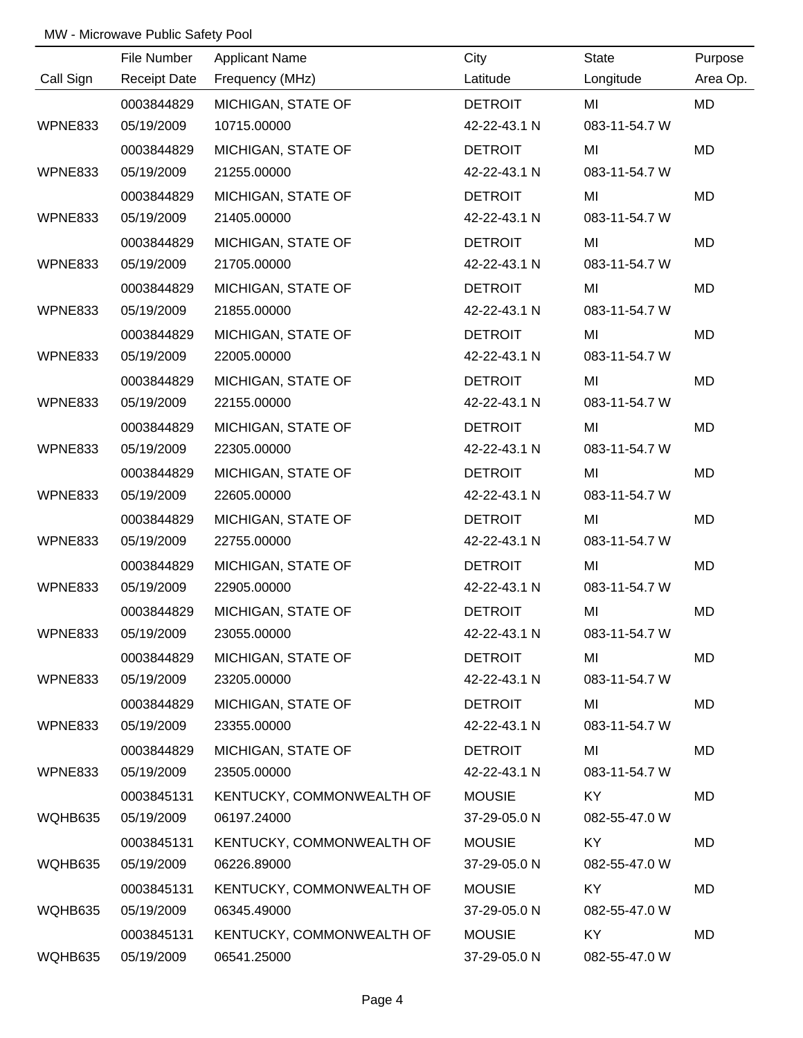MW - Microwave Public Safety Pool

| Call Sign | File Number / Receipt Date | Applicant Name / Frequency (MHz) | City / Latitude | State / Longitude | Purpose / Area Op. |
|---|---|---|---|---|---|
| | 0003844829 | MICHIGAN, STATE OF | DETROIT | MI | MD |
| WPNE833 | 05/19/2009 | 10715.00000 | 42-22-43.1 N | 083-11-54.7 W | |
| | 0003844829 | MICHIGAN, STATE OF | DETROIT | MI | MD |
| WPNE833 | 05/19/2009 | 21255.00000 | 42-22-43.1 N | 083-11-54.7 W | |
| | 0003844829 | MICHIGAN, STATE OF | DETROIT | MI | MD |
| WPNE833 | 05/19/2009 | 21405.00000 | 42-22-43.1 N | 083-11-54.7 W | |
| | 0003844829 | MICHIGAN, STATE OF | DETROIT | MI | MD |
| WPNE833 | 05/19/2009 | 21705.00000 | 42-22-43.1 N | 083-11-54.7 W | |
| | 0003844829 | MICHIGAN, STATE OF | DETROIT | MI | MD |
| WPNE833 | 05/19/2009 | 21855.00000 | 42-22-43.1 N | 083-11-54.7 W | |
| | 0003844829 | MICHIGAN, STATE OF | DETROIT | MI | MD |
| WPNE833 | 05/19/2009 | 22005.00000 | 42-22-43.1 N | 083-11-54.7 W | |
| | 0003844829 | MICHIGAN, STATE OF | DETROIT | MI | MD |
| WPNE833 | 05/19/2009 | 22155.00000 | 42-22-43.1 N | 083-11-54.7 W | |
| | 0003844829 | MICHIGAN, STATE OF | DETROIT | MI | MD |
| WPNE833 | 05/19/2009 | 22305.00000 | 42-22-43.1 N | 083-11-54.7 W | |
| | 0003844829 | MICHIGAN, STATE OF | DETROIT | MI | MD |
| WPNE833 | 05/19/2009 | 22605.00000 | 42-22-43.1 N | 083-11-54.7 W | |
| | 0003844829 | MICHIGAN, STATE OF | DETROIT | MI | MD |
| WPNE833 | 05/19/2009 | 22755.00000 | 42-22-43.1 N | 083-11-54.7 W | |
| | 0003844829 | MICHIGAN, STATE OF | DETROIT | MI | MD |
| WPNE833 | 05/19/2009 | 22905.00000 | 42-22-43.1 N | 083-11-54.7 W | |
| | 0003844829 | MICHIGAN, STATE OF | DETROIT | MI | MD |
| WPNE833 | 05/19/2009 | 23055.00000 | 42-22-43.1 N | 083-11-54.7 W | |
| | 0003844829 | MICHIGAN, STATE OF | DETROIT | MI | MD |
| WPNE833 | 05/19/2009 | 23205.00000 | 42-22-43.1 N | 083-11-54.7 W | |
| | 0003844829 | MICHIGAN, STATE OF | DETROIT | MI | MD |
| WPNE833 | 05/19/2009 | 23355.00000 | 42-22-43.1 N | 083-11-54.7 W | |
| | 0003844829 | MICHIGAN, STATE OF | DETROIT | MI | MD |
| WPNE833 | 05/19/2009 | 23505.00000 | 42-22-43.1 N | 083-11-54.7 W | |
| | 0003845131 | KENTUCKY, COMMONWEALTH OF | MOUSIE | KY | MD |
| WQHB635 | 05/19/2009 | 06197.24000 | 37-29-05.0 N | 082-55-47.0 W | |
| | 0003845131 | KENTUCKY, COMMONWEALTH OF | MOUSIE | KY | MD |
| WQHB635 | 05/19/2009 | 06226.89000 | 37-29-05.0 N | 082-55-47.0 W | |
| | 0003845131 | KENTUCKY, COMMONWEALTH OF | MOUSIE | KY | MD |
| WQHB635 | 05/19/2009 | 06345.49000 | 37-29-05.0 N | 082-55-47.0 W | |
| | 0003845131 | KENTUCKY, COMMONWEALTH OF | MOUSIE | KY | MD |
| WQHB635 | 05/19/2009 | 06541.25000 | 37-29-05.0 N | 082-55-47.0 W | |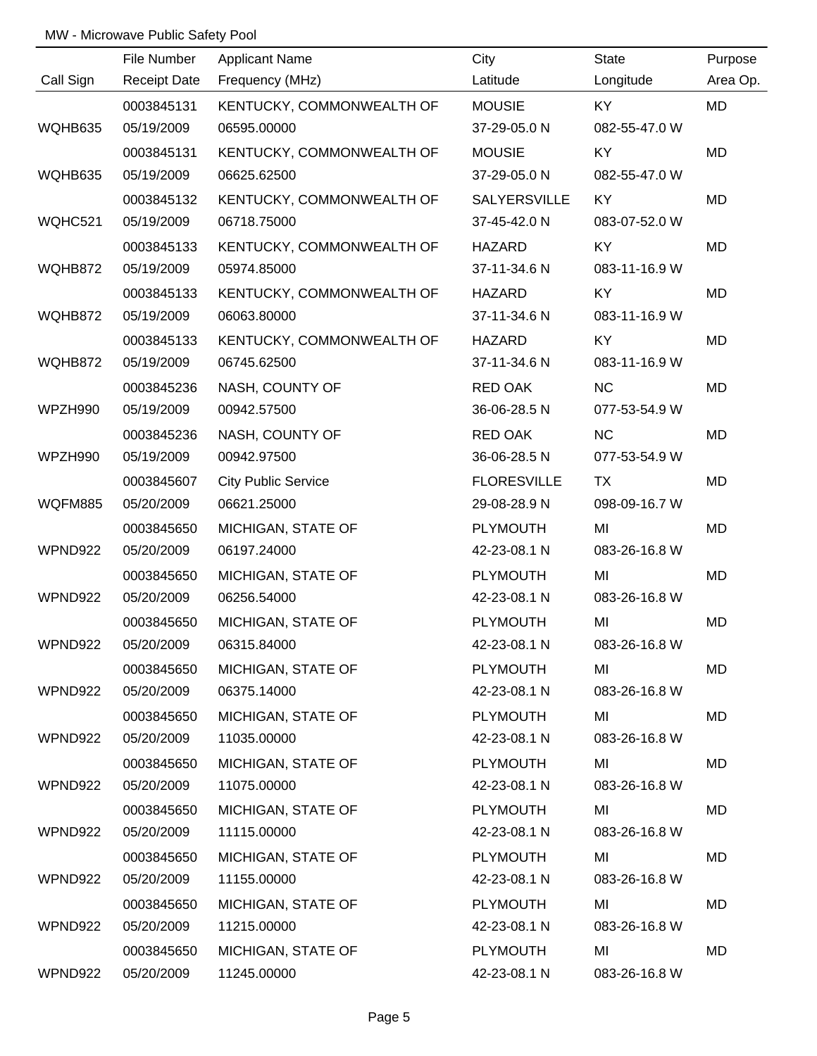MW - Microwave Public Safety Pool

| Call Sign | File Number / Receipt Date | Applicant Name / Frequency (MHz) | City / Latitude | State / Longitude | Purpose / Area Op. |
|---|---|---|---|---|---|
| | 0003845131 | KENTUCKY, COMMONWEALTH OF | MOUSIE | KY | MD |
| WQHB635 | 05/19/2009 | 06595.00000 | 37-29-05.0 N | 082-55-47.0 W | |
| | 0003845131 | KENTUCKY, COMMONWEALTH OF | MOUSIE | KY | MD |
| WQHB635 | 05/19/2009 | 06625.62500 | 37-29-05.0 N | 082-55-47.0 W | |
| | 0003845132 | KENTUCKY, COMMONWEALTH OF | SALYERSVILLE | KY | MD |
| WQHC521 | 05/19/2009 | 06718.75000 | 37-45-42.0 N | 083-07-52.0 W | |
| | 0003845133 | KENTUCKY, COMMONWEALTH OF | HAZARD | KY | MD |
| WQHB872 | 05/19/2009 | 05974.85000 | 37-11-34.6 N | 083-11-16.9 W | |
| | 0003845133 | KENTUCKY, COMMONWEALTH OF | HAZARD | KY | MD |
| WQHB872 | 05/19/2009 | 06063.80000 | 37-11-34.6 N | 083-11-16.9 W | |
| | 0003845133 | KENTUCKY, COMMONWEALTH OF | HAZARD | KY | MD |
| WQHB872 | 05/19/2009 | 06745.62500 | 37-11-34.6 N | 083-11-16.9 W | |
| | 0003845236 | NASH, COUNTY OF | RED OAK | NC | MD |
| WPZH990 | 05/19/2009 | 00942.57500 | 36-06-28.5 N | 077-53-54.9 W | |
| | 0003845236 | NASH, COUNTY OF | RED OAK | NC | MD |
| WPZH990 | 05/19/2009 | 00942.97500 | 36-06-28.5 N | 077-53-54.9 W | |
| | 0003845607 | City Public Service | FLORESVILLE | TX | MD |
| WQFM885 | 05/20/2009 | 06621.25000 | 29-08-28.9 N | 098-09-16.7 W | |
| | 0003845650 | MICHIGAN, STATE OF | PLYMOUTH | MI | MD |
| WPND922 | 05/20/2009 | 06197.24000 | 42-23-08.1 N | 083-26-16.8 W | |
| | 0003845650 | MICHIGAN, STATE OF | PLYMOUTH | MI | MD |
| WPND922 | 05/20/2009 | 06256.54000 | 42-23-08.1 N | 083-26-16.8 W | |
| | 0003845650 | MICHIGAN, STATE OF | PLYMOUTH | MI | MD |
| WPND922 | 05/20/2009 | 06315.84000 | 42-23-08.1 N | 083-26-16.8 W | |
| | 0003845650 | MICHIGAN, STATE OF | PLYMOUTH | MI | MD |
| WPND922 | 05/20/2009 | 06375.14000 | 42-23-08.1 N | 083-26-16.8 W | |
| | 0003845650 | MICHIGAN, STATE OF | PLYMOUTH | MI | MD |
| WPND922 | 05/20/2009 | 11035.00000 | 42-23-08.1 N | 083-26-16.8 W | |
| | 0003845650 | MICHIGAN, STATE OF | PLYMOUTH | MI | MD |
| WPND922 | 05/20/2009 | 11075.00000 | 42-23-08.1 N | 083-26-16.8 W | |
| | 0003845650 | MICHIGAN, STATE OF | PLYMOUTH | MI | MD |
| WPND922 | 05/20/2009 | 11115.00000 | 42-23-08.1 N | 083-26-16.8 W | |
| | 0003845650 | MICHIGAN, STATE OF | PLYMOUTH | MI | MD |
| WPND922 | 05/20/2009 | 11155.00000 | 42-23-08.1 N | 083-26-16.8 W | |
| | 0003845650 | MICHIGAN, STATE OF | PLYMOUTH | MI | MD |
| WPND922 | 05/20/2009 | 11215.00000 | 42-23-08.1 N | 083-26-16.8 W | |
| | 0003845650 | MICHIGAN, STATE OF | PLYMOUTH | MI | MD |
| WPND922 | 05/20/2009 | 11245.00000 | 42-23-08.1 N | 083-26-16.8 W | |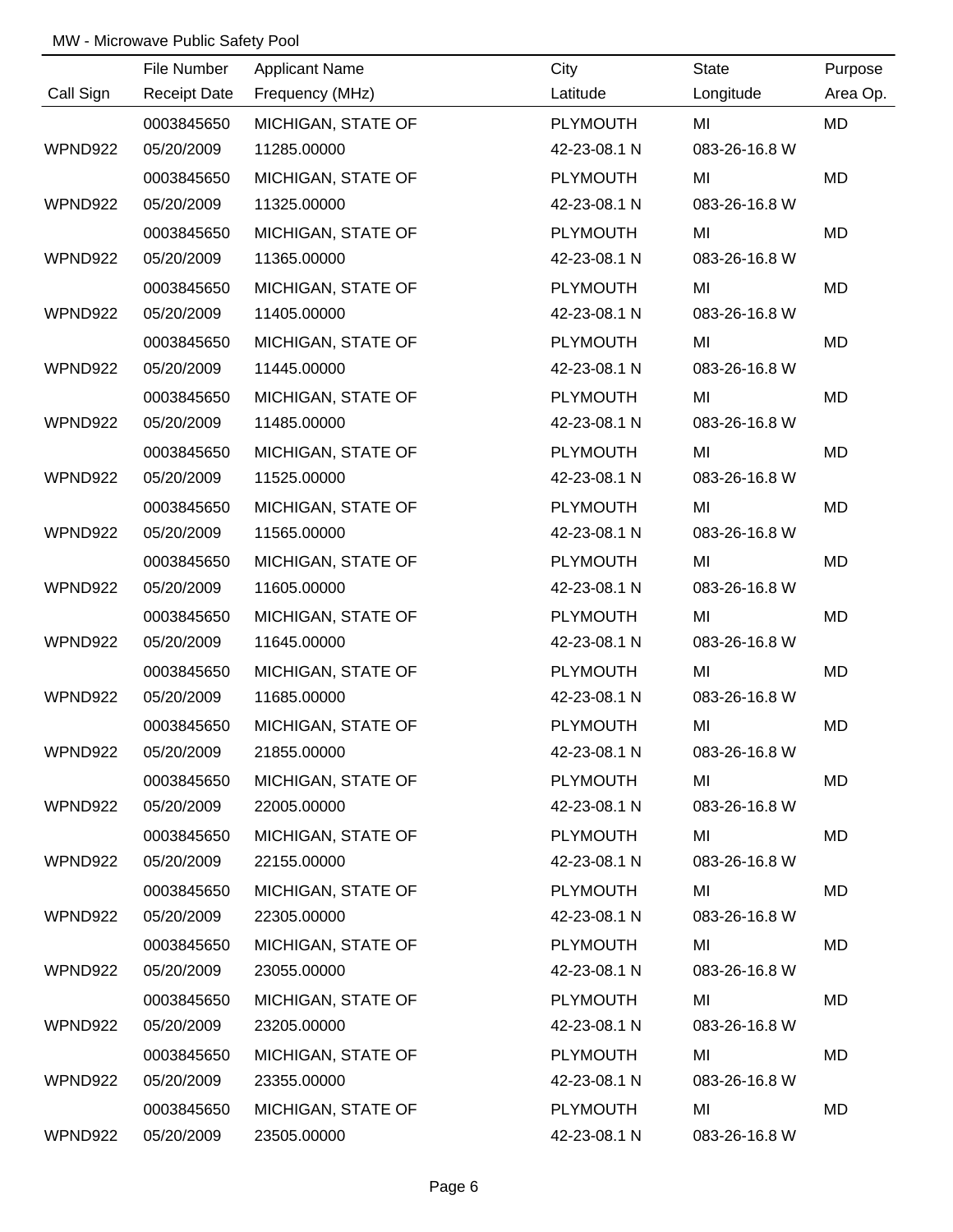MW - Microwave Public Safety Pool

| Call Sign | File Number<br>Receipt Date | Applicant Name<br>Frequency (MHz) | City<br>Latitude | State<br>Longitude | Purpose<br>Area Op. |
|---|---|---|---|---|---|
| WPND922 | 0003845650<br>05/20/2009 | MICHIGAN, STATE OF<br>11285.00000 | PLYMOUTH<br>42-23-08.1 N | MI<br>083-26-16.8 W | MD |
| WPND922 | 0003845650<br>05/20/2009 | MICHIGAN, STATE OF<br>11325.00000 | PLYMOUTH<br>42-23-08.1 N | MI<br>083-26-16.8 W | MD |
| WPND922 | 0003845650<br>05/20/2009 | MICHIGAN, STATE OF<br>11365.00000 | PLYMOUTH<br>42-23-08.1 N | MI<br>083-26-16.8 W | MD |
| WPND922 | 0003845650<br>05/20/2009 | MICHIGAN, STATE OF<br>11405.00000 | PLYMOUTH<br>42-23-08.1 N | MI<br>083-26-16.8 W | MD |
| WPND922 | 0003845650<br>05/20/2009 | MICHIGAN, STATE OF<br>11445.00000 | PLYMOUTH<br>42-23-08.1 N | MI<br>083-26-16.8 W | MD |
| WPND922 | 0003845650<br>05/20/2009 | MICHIGAN, STATE OF<br>11485.00000 | PLYMOUTH<br>42-23-08.1 N | MI<br>083-26-16.8 W | MD |
| WPND922 | 0003845650<br>05/20/2009 | MICHIGAN, STATE OF<br>11525.00000 | PLYMOUTH<br>42-23-08.1 N | MI<br>083-26-16.8 W | MD |
| WPND922 | 0003845650<br>05/20/2009 | MICHIGAN, STATE OF<br>11565.00000 | PLYMOUTH<br>42-23-08.1 N | MI<br>083-26-16.8 W | MD |
| WPND922 | 0003845650<br>05/20/2009 | MICHIGAN, STATE OF<br>11605.00000 | PLYMOUTH<br>42-23-08.1 N | MI<br>083-26-16.8 W | MD |
| WPND922 | 0003845650<br>05/20/2009 | MICHIGAN, STATE OF<br>11645.00000 | PLYMOUTH<br>42-23-08.1 N | MI<br>083-26-16.8 W | MD |
| WPND922 | 0003845650<br>05/20/2009 | MICHIGAN, STATE OF<br>11685.00000 | PLYMOUTH<br>42-23-08.1 N | MI<br>083-26-16.8 W | MD |
| WPND922 | 0003845650<br>05/20/2009 | MICHIGAN, STATE OF<br>21855.00000 | PLYMOUTH<br>42-23-08.1 N | MI<br>083-26-16.8 W | MD |
| WPND922 | 0003845650<br>05/20/2009 | MICHIGAN, STATE OF<br>22005.00000 | PLYMOUTH<br>42-23-08.1 N | MI<br>083-26-16.8 W | MD |
| WPND922 | 0003845650<br>05/20/2009 | MICHIGAN, STATE OF<br>22155.00000 | PLYMOUTH<br>42-23-08.1 N | MI<br>083-26-16.8 W | MD |
| WPND922 | 0003845650<br>05/20/2009 | MICHIGAN, STATE OF<br>22305.00000 | PLYMOUTH<br>42-23-08.1 N | MI<br>083-26-16.8 W | MD |
| WPND922 | 0003845650<br>05/20/2009 | MICHIGAN, STATE OF<br>23055.00000 | PLYMOUTH<br>42-23-08.1 N | MI<br>083-26-16.8 W | MD |
| WPND922 | 0003845650<br>05/20/2009 | MICHIGAN, STATE OF<br>23205.00000 | PLYMOUTH<br>42-23-08.1 N | MI<br>083-26-16.8 W | MD |
| WPND922 | 0003845650<br>05/20/2009 | MICHIGAN, STATE OF<br>23355.00000 | PLYMOUTH<br>42-23-08.1 N | MI<br>083-26-16.8 W | MD |
| WPND922 | 0003845650<br>05/20/2009 | MICHIGAN, STATE OF<br>23505.00000 | PLYMOUTH<br>42-23-08.1 N | MI<br>083-26-16.8 W | MD |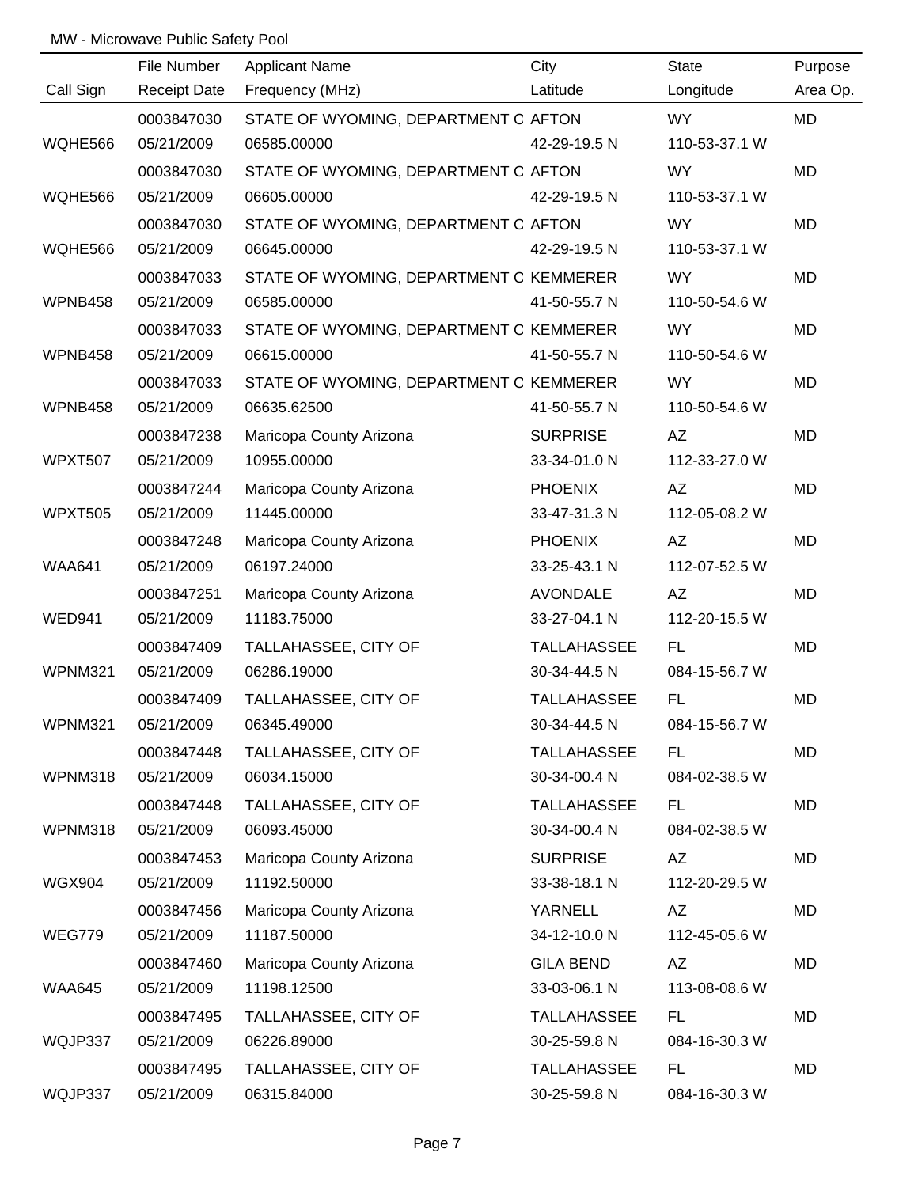MW - Microwave Public Safety Pool

| Call Sign | File Number<br>Receipt Date | Applicant Name<br>Frequency (MHz) | City<br>Latitude | State<br>Longitude | Purpose<br>Area Op. |
|---|---|---|---|---|---|
| WQHE566 | 0003847030<br>05/21/2009 | STATE OF WYOMING, DEPARTMENT C<br>06585.00000 | AFTON<br>42-29-19.5 N | WY<br>110-53-37.1 W | MD |
| WQHE566 | 0003847030<br>05/21/2009 | STATE OF WYOMING, DEPARTMENT C<br>06605.00000 | AFTON<br>42-29-19.5 N | WY<br>110-53-37.1 W | MD |
| WQHE566 | 0003847030<br>05/21/2009 | STATE OF WYOMING, DEPARTMENT C<br>06645.00000 | AFTON<br>42-29-19.5 N | WY<br>110-53-37.1 W | MD |
| WPNB458 | 0003847033<br>05/21/2009 | STATE OF WYOMING, DEPARTMENT C<br>06585.00000 | KEMMERER<br>41-50-55.7 N | WY<br>110-50-54.6 W | MD |
| WPNB458 | 0003847033<br>05/21/2009 | STATE OF WYOMING, DEPARTMENT C<br>06615.00000 | KEMMERER<br>41-50-55.7 N | WY<br>110-50-54.6 W | MD |
| WPNB458 | 0003847033<br>05/21/2009 | STATE OF WYOMING, DEPARTMENT C<br>06635.62500 | KEMMERER<br>41-50-55.7 N | WY<br>110-50-54.6 W | MD |
| WPXT507 | 0003847238<br>05/21/2009 | Maricopa County Arizona<br>10955.00000 | SURPRISE<br>33-34-01.0 N | AZ<br>112-33-27.0 W | MD |
| WPXT505 | 0003847244<br>05/21/2009 | Maricopa County Arizona<br>11445.00000 | PHOENIX<br>33-47-31.3 N | AZ<br>112-05-08.2 W | MD |
| WAA641 | 0003847248<br>05/21/2009 | Maricopa County Arizona<br>06197.24000 | PHOENIX<br>33-25-43.1 N | AZ<br>112-07-52.5 W | MD |
| WED941 | 0003847251<br>05/21/2009 | Maricopa County Arizona<br>11183.75000 | AVONDALE<br>33-27-04.1 N | AZ<br>112-20-15.5 W | MD |
| WPNM321 | 0003847409<br>05/21/2009 | TALLAHASSEE, CITY OF<br>06286.19000 | TALLAHASSEE<br>30-34-44.5 N | FL<br>084-15-56.7 W | MD |
| WPNM321 | 0003847409<br>05/21/2009 | TALLAHASSEE, CITY OF<br>06345.49000 | TALLAHASSEE<br>30-34-44.5 N | FL<br>084-15-56.7 W | MD |
| WPNM318 | 0003847448<br>05/21/2009 | TALLAHASSEE, CITY OF<br>06034.15000 | TALLAHASSEE<br>30-34-00.4 N | FL<br>084-02-38.5 W | MD |
| WPNM318 | 0003847448<br>05/21/2009 | TALLAHASSEE, CITY OF<br>06093.45000 | TALLAHASSEE<br>30-34-00.4 N | FL<br>084-02-38.5 W | MD |
| WGX904 | 0003847453<br>05/21/2009 | Maricopa County Arizona<br>11192.50000 | SURPRISE<br>33-38-18.1 N | AZ<br>112-20-29.5 W | MD |
| WEG779 | 0003847456<br>05/21/2009 | Maricopa County Arizona<br>11187.50000 | YARNELL<br>34-12-10.0 N | AZ<br>112-45-05.6 W | MD |
| WAA645 | 0003847460<br>05/21/2009 | Maricopa County Arizona<br>11198.12500 | GILA BEND<br>33-03-06.1 N | AZ<br>113-08-08.6 W | MD |
| WQJP337 | 0003847495<br>05/21/2009 | TALLAHASSEE, CITY OF<br>06226.89000 | TALLAHASSEE<br>30-25-59.8 N | FL<br>084-16-30.3 W | MD |
| WQJP337 | 0003847495<br>05/21/2009 | TALLAHASSEE, CITY OF<br>06315.84000 | TALLAHASSEE<br>30-25-59.8 N | FL<br>084-16-30.3 W | MD |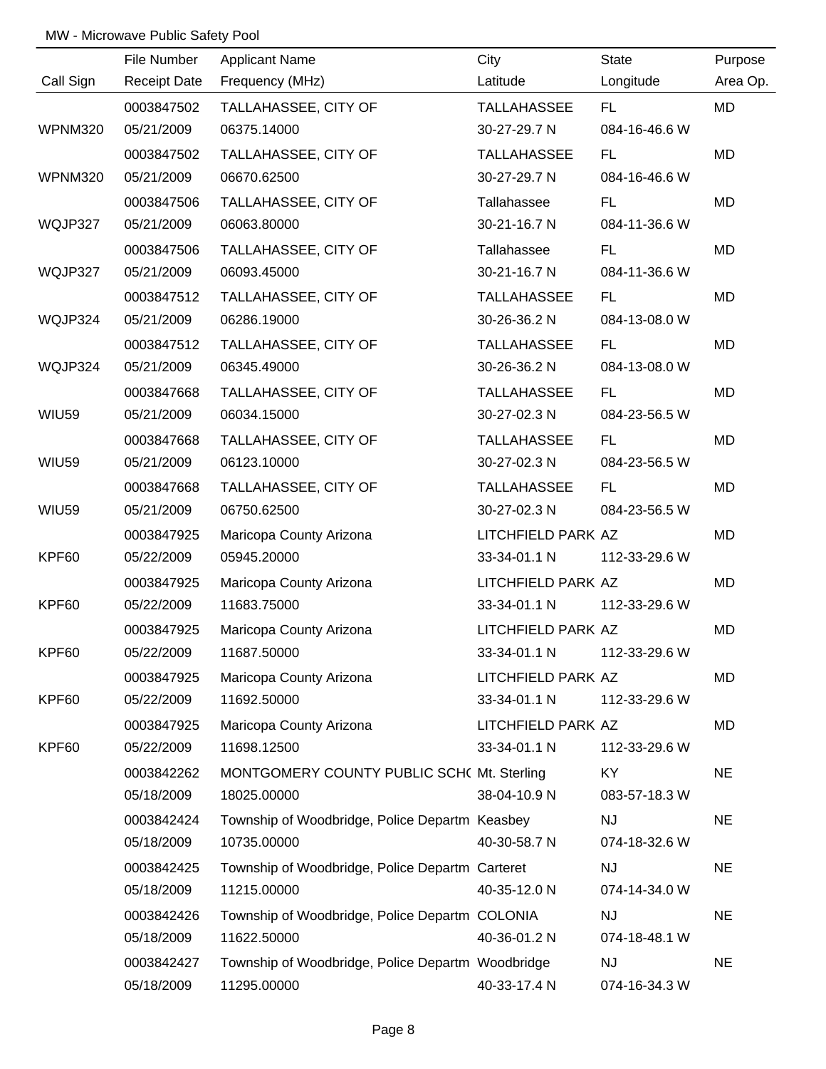MW - Microwave Public Safety Pool

| Call Sign | File Number / Receipt Date | Applicant Name / Frequency (MHz) | City / Latitude | State / Longitude | Purpose / Area Op. |
|---|---|---|---|---|---|
| WPNM320 | 0003847502<br>05/21/2009 | TALLAHASSEE, CITY OF<br>06375.14000 | TALLAHASSEE<br>30-27-29.7 N | FL<br>084-16-46.6 W | MD |
| WPNM320 | 0003847502<br>05/21/2009 | TALLAHASSEE, CITY OF<br>06670.62500 | TALLAHASSEE<br>30-27-29.7 N | FL<br>084-16-46.6 W | MD |
| WQJP327 | 0003847506<br>05/21/2009 | TALLAHASSEE, CITY OF<br>06063.80000 | Tallahassee<br>30-21-16.7 N | FL<br>084-11-36.6 W | MD |
| WQJP327 | 0003847506<br>05/21/2009 | TALLAHASSEE, CITY OF<br>06093.45000 | Tallahassee<br>30-21-16.7 N | FL<br>084-11-36.6 W | MD |
| WQJP324 | 0003847512<br>05/21/2009 | TALLAHASSEE, CITY OF<br>06286.19000 | TALLAHASSEE<br>30-26-36.2 N | FL<br>084-13-08.0 W | MD |
| WQJP324 | 0003847512<br>05/21/2009 | TALLAHASSEE, CITY OF<br>06345.49000 | TALLAHASSEE<br>30-26-36.2 N | FL<br>084-13-08.0 W | MD |
| WIU59 | 0003847668<br>05/21/2009 | TALLAHASSEE, CITY OF<br>06034.15000 | TALLAHASSEE<br>30-27-02.3 N | FL<br>084-23-56.5 W | MD |
| WIU59 | 0003847668<br>05/21/2009 | TALLAHASSEE, CITY OF<br>06123.10000 | TALLAHASSEE<br>30-27-02.3 N | FL<br>084-23-56.5 W | MD |
| WIU59 | 0003847668<br>05/21/2009 | TALLAHASSEE, CITY OF<br>06750.62500 | TALLAHASSEE<br>30-27-02.3 N | FL<br>084-23-56.5 W | MD |
| KPF60 | 0003847925<br>05/22/2009 | Maricopa County Arizona<br>05945.20000 | LITCHFIELD PARK<br>33-34-01.1 N | AZ<br>112-33-29.6 W | MD |
| KPF60 | 0003847925<br>05/22/2009 | Maricopa County Arizona<br>11683.75000 | LITCHFIELD PARK<br>33-34-01.1 N | AZ<br>112-33-29.6 W | MD |
| KPF60 | 0003847925<br>05/22/2009 | Maricopa County Arizona<br>11687.50000 | LITCHFIELD PARK<br>33-34-01.1 N | AZ<br>112-33-29.6 W | MD |
| KPF60 | 0003847925<br>05/22/2009 | Maricopa County Arizona<br>11692.50000 | LITCHFIELD PARK<br>33-34-01.1 N | AZ<br>112-33-29.6 W | MD |
| KPF60 | 0003847925<br>05/22/2009 | Maricopa County Arizona<br>11698.12500 | LITCHFIELD PARK<br>33-34-01.1 N | AZ<br>112-33-29.6 W | MD |
| | 0003842262<br>05/18/2009 | MONTGOMERY COUNTY PUBLIC SCH(<br>18025.00000 | Mt. Sterling<br>38-04-10.9 N | KY<br>083-57-18.3 W | NE |
| | 0003842424<br>05/18/2009 | Township of Woodbridge, Police Departm<br>10735.00000 | Keasbey<br>40-30-58.7 N | NJ<br>074-18-32.6 W | NE |
| | 0003842425<br>05/18/2009 | Township of Woodbridge, Police Departm<br>11215.00000 | Carteret<br>40-35-12.0 N | NJ<br>074-14-34.0 W | NE |
| | 0003842426<br>05/18/2009 | Township of Woodbridge, Police Departm<br>11622.50000 | COLONIA<br>40-36-01.2 N | NJ<br>074-18-48.1 W | NE |
| | 0003842427<br>05/18/2009 | Township of Woodbridge, Police Departm<br>11295.00000 | Woodbridge<br>40-33-17.4 N | NJ<br>074-16-34.3 W | NE |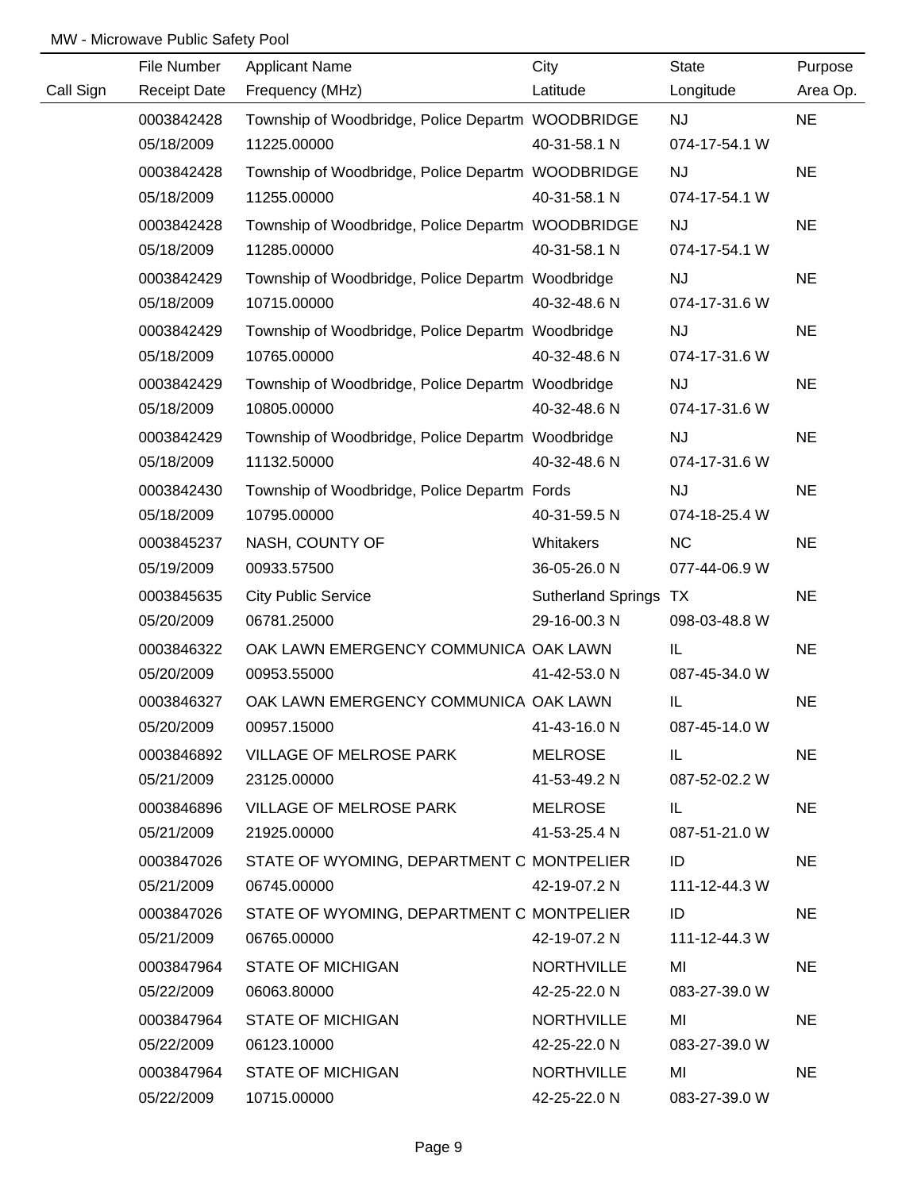MW - Microwave Public Safety Pool

| Call Sign | File Number<br>Receipt Date | Applicant Name<br>Frequency (MHz) | City<br>Latitude | State<br>Longitude | Purpose<br>Area Op. |
|---|---|---|---|---|---|
| | 0003842428<br>05/18/2009 | Township of Woodbridge, Police Departm<br>11225.00000 | WOODBRIDGE<br>40-31-58.1 N | NJ<br>074-17-54.1 W | NE |
| | 0003842428<br>05/18/2009 | Township of Woodbridge, Police Departm<br>11255.00000 | WOODBRIDGE<br>40-31-58.1 N | NJ<br>074-17-54.1 W | NE |
| | 0003842428<br>05/18/2009 | Township of Woodbridge, Police Departm<br>11285.00000 | WOODBRIDGE<br>40-31-58.1 N | NJ<br>074-17-54.1 W | NE |
| | 0003842429<br>05/18/2009 | Township of Woodbridge, Police Departm<br>10715.00000 | Woodbridge<br>40-32-48.6 N | NJ<br>074-17-31.6 W | NE |
| | 0003842429<br>05/18/2009 | Township of Woodbridge, Police Departm<br>10765.00000 | Woodbridge<br>40-32-48.6 N | NJ<br>074-17-31.6 W | NE |
| | 0003842429<br>05/18/2009 | Township of Woodbridge, Police Departm<br>10805.00000 | Woodbridge<br>40-32-48.6 N | NJ<br>074-17-31.6 W | NE |
| | 0003842429<br>05/18/2009 | Township of Woodbridge, Police Departm<br>11132.50000 | Woodbridge<br>40-32-48.6 N | NJ<br>074-17-31.6 W | NE |
| | 0003842430<br>05/18/2009 | Township of Woodbridge, Police Departm<br>10795.00000 | Fords<br>40-31-59.5 N | NJ<br>074-18-25.4 W | NE |
| | 0003845237<br>05/19/2009 | NASH, COUNTY OF<br>00933.57500 | Whitakers<br>36-05-26.0 N | NC<br>077-44-06.9 W | NE |
| | 0003845635<br>05/20/2009 | City Public Service<br>06781.25000 | Sutherland Springs<br>29-16-00.3 N | TX<br>098-03-48.8 W | NE |
| | 0003846322<br>05/20/2009 | OAK LAWN EMERGENCY COMMUNICA<br>00953.55000 | OAK LAWN<br>41-42-53.0 N | IL<br>087-45-34.0 W | NE |
| | 0003846327<br>05/20/2009 | OAK LAWN EMERGENCY COMMUNICA<br>00957.15000 | OAK LAWN<br>41-43-16.0 N | IL<br>087-45-14.0 W | NE |
| | 0003846892<br>05/21/2009 | VILLAGE OF MELROSE PARK<br>23125.00000 | MELROSE<br>41-53-49.2 N | IL<br>087-52-02.2 W | NE |
| | 0003846896<br>05/21/2009 | VILLAGE OF MELROSE PARK<br>21925.00000 | MELROSE<br>41-53-25.4 N | IL<br>087-51-21.0 W | NE |
| | 0003847026<br>05/21/2009 | STATE OF WYOMING, DEPARTMENT C<br>06745.00000 | MONTPELIER<br>42-19-07.2 N | ID<br>111-12-44.3 W | NE |
| | 0003847026<br>05/21/2009 | STATE OF WYOMING, DEPARTMENT C<br>06765.00000 | MONTPELIER<br>42-19-07.2 N | ID<br>111-12-44.3 W | NE |
| | 0003847964<br>05/22/2009 | STATE OF MICHIGAN<br>06063.80000 | NORTHVILLE<br>42-25-22.0 N | MI<br>083-27-39.0 W | NE |
| | 0003847964<br>05/22/2009 | STATE OF MICHIGAN<br>06123.10000 | NORTHVILLE<br>42-25-22.0 N | MI<br>083-27-39.0 W | NE |
| | 0003847964<br>05/22/2009 | STATE OF MICHIGAN<br>10715.00000 | NORTHVILLE<br>42-25-22.0 N | MI<br>083-27-39.0 W | NE |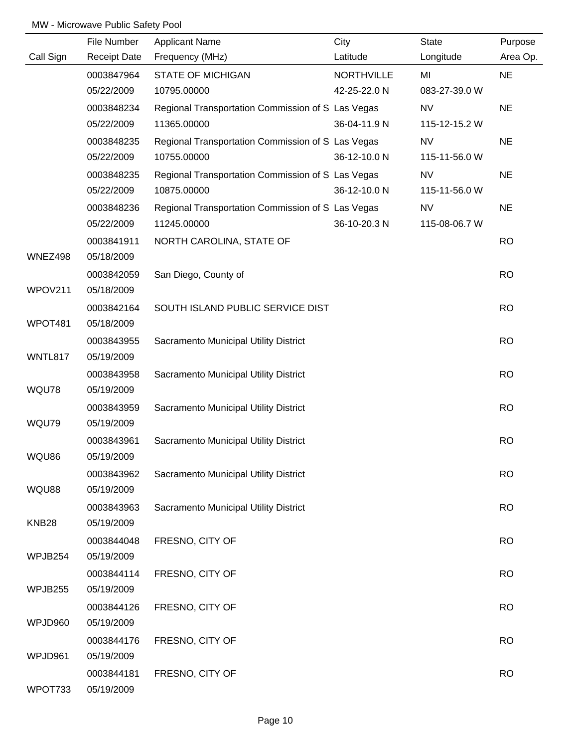MW - Microwave Public Safety Pool

| Call Sign | File Number<br>Receipt Date | Applicant Name<br>Frequency (MHz) | City<br>Latitude | State<br>Longitude | Purpose<br>Area Op. |
|---|---|---|---|---|---|
| | 0003847964<br>05/22/2009 | STATE OF MICHIGAN<br>10795.00000 | NORTHVILLE<br>42-25-22.0 N | MI<br>083-27-39.0 W | NE |
| | 0003848234<br>05/22/2009 | Regional Transportation Commission of S<br>11365.00000 | Las Vegas<br>36-04-11.9 N | NV<br>115-12-15.2 W | NE |
| | 0003848235<br>05/22/2009 | Regional Transportation Commission of S<br>10755.00000 | Las Vegas<br>36-12-10.0 N | NV<br>115-11-56.0 W | NE |
| | 0003848235<br>05/22/2009 | Regional Transportation Commission of S<br>10875.00000 | Las Vegas<br>36-12-10.0 N | NV<br>115-11-56.0 W | NE |
| | 0003848236<br>05/22/2009 | Regional Transportation Commission of S<br>11245.00000 | Las Vegas<br>36-10-20.3 N | NV<br>115-08-06.7 W | NE |
| WNEZ498 | 0003841911<br>05/18/2009 | NORTH CAROLINA, STATE OF | | | RO |
| WPOV211 | 0003842059<br>05/18/2009 | San Diego, County of | | | RO |
| WPOT481 | 0003842164<br>05/18/2009 | SOUTH ISLAND PUBLIC SERVICE DIST | | | RO |
| WNTL817 | 0003843955<br>05/19/2009 | Sacramento Municipal Utility District | | | RO |
| WQU78 | 0003843958<br>05/19/2009 | Sacramento Municipal Utility District | | | RO |
| WQU79 | 0003843959<br>05/19/2009 | Sacramento Municipal Utility District | | | RO |
| WQU86 | 0003843961<br>05/19/2009 | Sacramento Municipal Utility District | | | RO |
| WQU88 | 0003843962<br>05/19/2009 | Sacramento Municipal Utility District | | | RO |
| KNB28 | 0003843963<br>05/19/2009 | Sacramento Municipal Utility District | | | RO |
| WPJB254 | 0003844048<br>05/19/2009 | FRESNO, CITY OF | | | RO |
| WPJB255 | 0003844114<br>05/19/2009 | FRESNO, CITY OF | | | RO |
| WPJD960 | 0003844126<br>05/19/2009 | FRESNO, CITY OF | | | RO |
| WPJD961 | 0003844176<br>05/19/2009 | FRESNO, CITY OF | | | RO |
| WPOT733 | 0003844181<br>05/19/2009 | FRESNO, CITY OF | | | RO |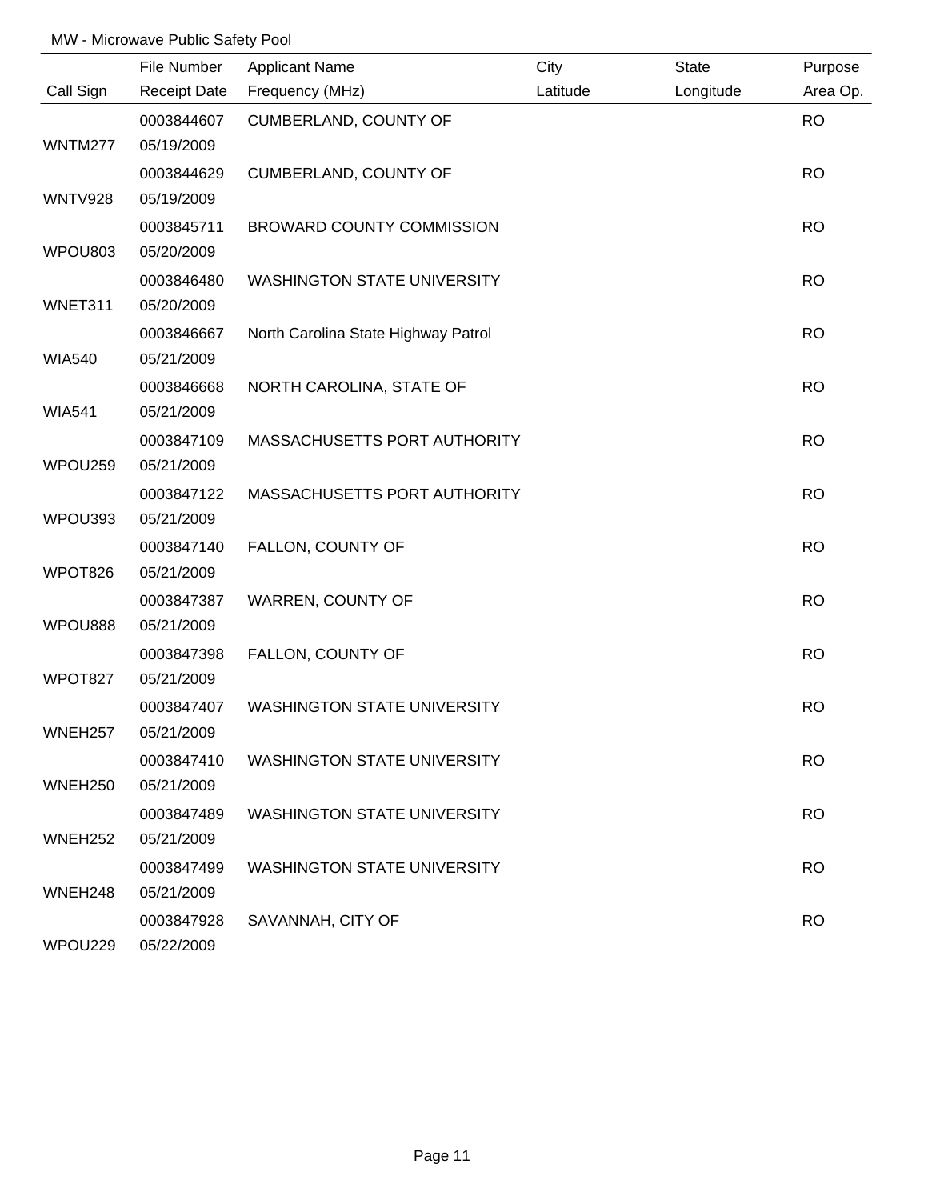MW - Microwave Public Safety Pool

| Call Sign | File Number / Receipt Date | Applicant Name / Frequency (MHz) | City / Latitude | State / Longitude | Purpose / Area Op. |
|---|---|---|---|---|---|
| WNTM277 | 0003844607<br>05/19/2009 | CUMBERLAND, COUNTY OF | | | RO |
| WNTV928 | 0003844629<br>05/19/2009 | CUMBERLAND, COUNTY OF | | | RO |
| WPOU803 | 0003845711<br>05/20/2009 | BROWARD COUNTY COMMISSION | | | RO |
| WNET311 | 0003846480<br>05/20/2009 | WASHINGTON STATE UNIVERSITY | | | RO |
| WIA540 | 0003846667<br>05/21/2009 | North Carolina State Highway Patrol | | | RO |
| WIA541 | 0003846668<br>05/21/2009 | NORTH CAROLINA, STATE OF | | | RO |
| WPOU259 | 0003847109<br>05/21/2009 | MASSACHUSETTS PORT AUTHORITY | | | RO |
| WPOU393 | 0003847122<br>05/21/2009 | MASSACHUSETTS PORT AUTHORITY | | | RO |
| WPOT826 | 0003847140<br>05/21/2009 | FALLON, COUNTY OF | | | RO |
| WPOU888 | 0003847387<br>05/21/2009 | WARREN, COUNTY OF | | | RO |
| WPOT827 | 0003847398<br>05/21/2009 | FALLON, COUNTY OF | | | RO |
| WNEH257 | 0003847407<br>05/21/2009 | WASHINGTON STATE UNIVERSITY | | | RO |
| WNEH250 | 0003847410<br>05/21/2009 | WASHINGTON STATE UNIVERSITY | | | RO |
| WNEH252 | 0003847489<br>05/21/2009 | WASHINGTON STATE UNIVERSITY | | | RO |
| WNEH248 | 0003847499<br>05/21/2009 | WASHINGTON STATE UNIVERSITY | | | RO |
| WPOU229 | 0003847928<br>05/22/2009 | SAVANNAH, CITY OF | | | RO |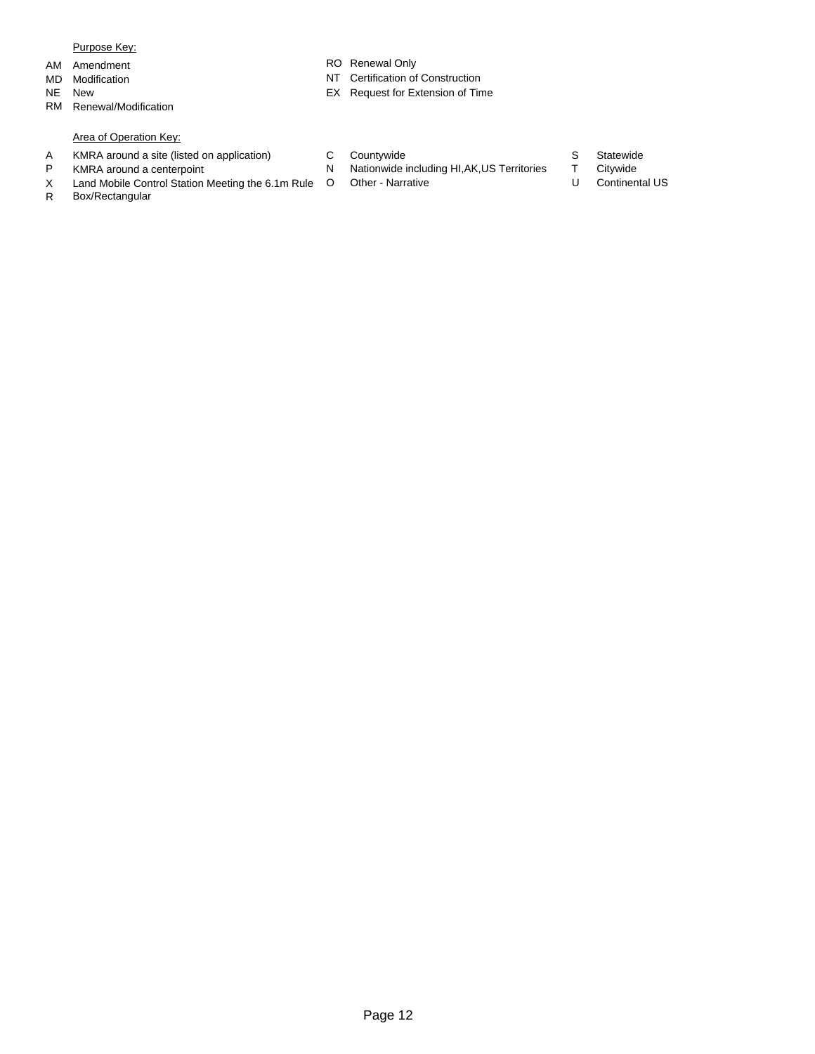Purpose Key:

| | | | |
|---|---|---|---|
| AM | Amendment | RO | Renewal Only |
| MD | Modification | NT | Certification of Construction |
| NE | New | EX | Request for Extension of Time |
| RM | Renewal/Modification | | |

Area of Operation Key:

| | | | | | |
|---|---|---|---|---|---|
| A | KMRA around a site (listed on application) | C | Countywide | S | Statewide |
| P | KMRA around a centerpoint | N | Nationwide including HI,AK,US Territories | T | Citywide |
| X | Land Mobile Control Station Meeting the 6.1m Rule | O | Other - Narrative | U | Continental US |
| R | Box/Rectangular | | | | |